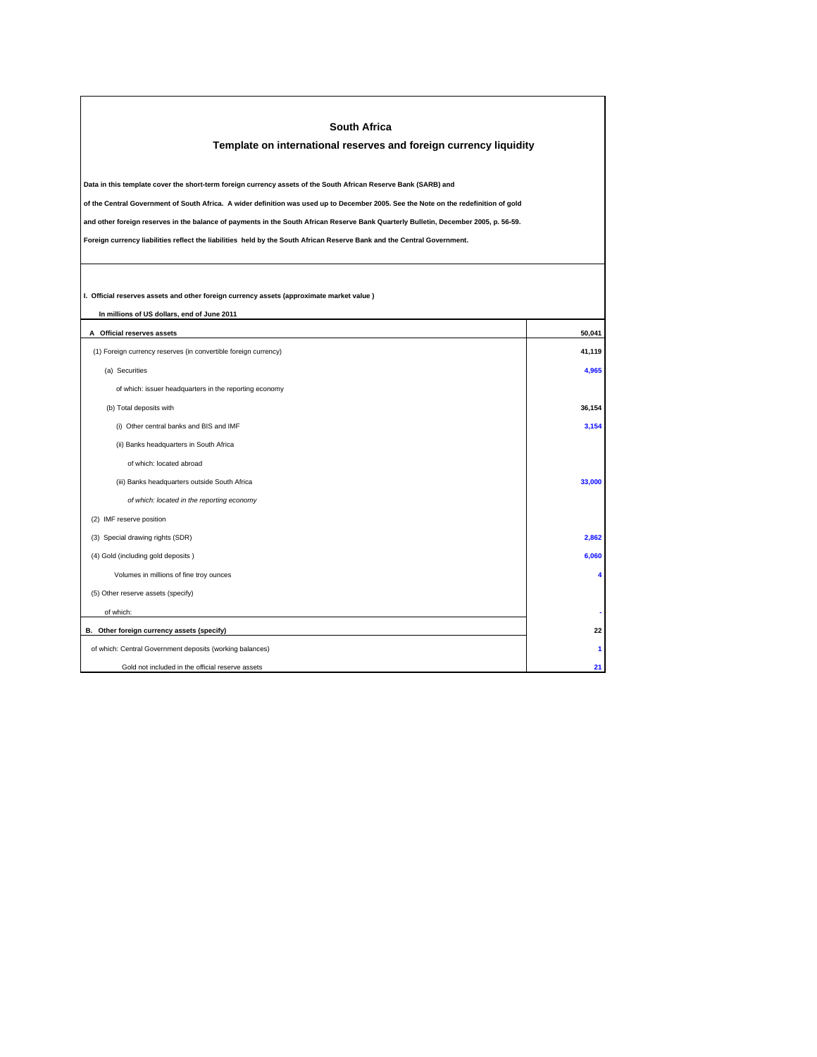# South Africa

## Template on international reserves and foreign currency liquidity

**Data in this template cover the short-term foreign currency assets of the South African Reserve Bank (SARB) and**

**of the Central Government of South Africa. A wider definition was used up to December 2005. See the Note on the redefinition of gold**

**and other foreign reserves in the balance of payments in the South African Reserve Bank Quarterly Bulletin, December 2005, p. 56-59.**

**Foreign currency liabilities reflect the liabilities held by the South African Reserve Bank and the Central Government.**

**I. Official reserves assets and other foreign currency assets (approximate market value )**

**In millions of US dollars, end of June 2011**

| | |
|---|---|
| **A Official reserves assets** | **50,041** |
| (1) Foreign currency reserves (in convertible foreign currency) | **41,119** |
| (a) Securities | **4,965** |
| of which: issuer headquarters in the reporting economy | |
| (b) Total deposits with | **36,154** |
| (i) Other central banks and BIS and IMF | **3,154** |
| (ii) Banks headquarters in South Africa | |
| of which: located abroad | |
| (iii) Banks headquarters outside South Africa | **33,000** |
| *of which: located in the reporting economy* | |
| (2) IMF reserve position | |
| (3) Special drawing rights (SDR) | **2,862** |
| (4) Gold (including gold deposits ) | **6,060** |
| Volumes in millions of fine troy ounces | **4** |
| (5) Other reserve assets (specify) | |
| of which: | - |
| **B. Other foreign currency assets (specify)** | **22** |
| of which: Central Government deposits (working balances) | **1** |
| Gold not included in the official reserve assets | **21** |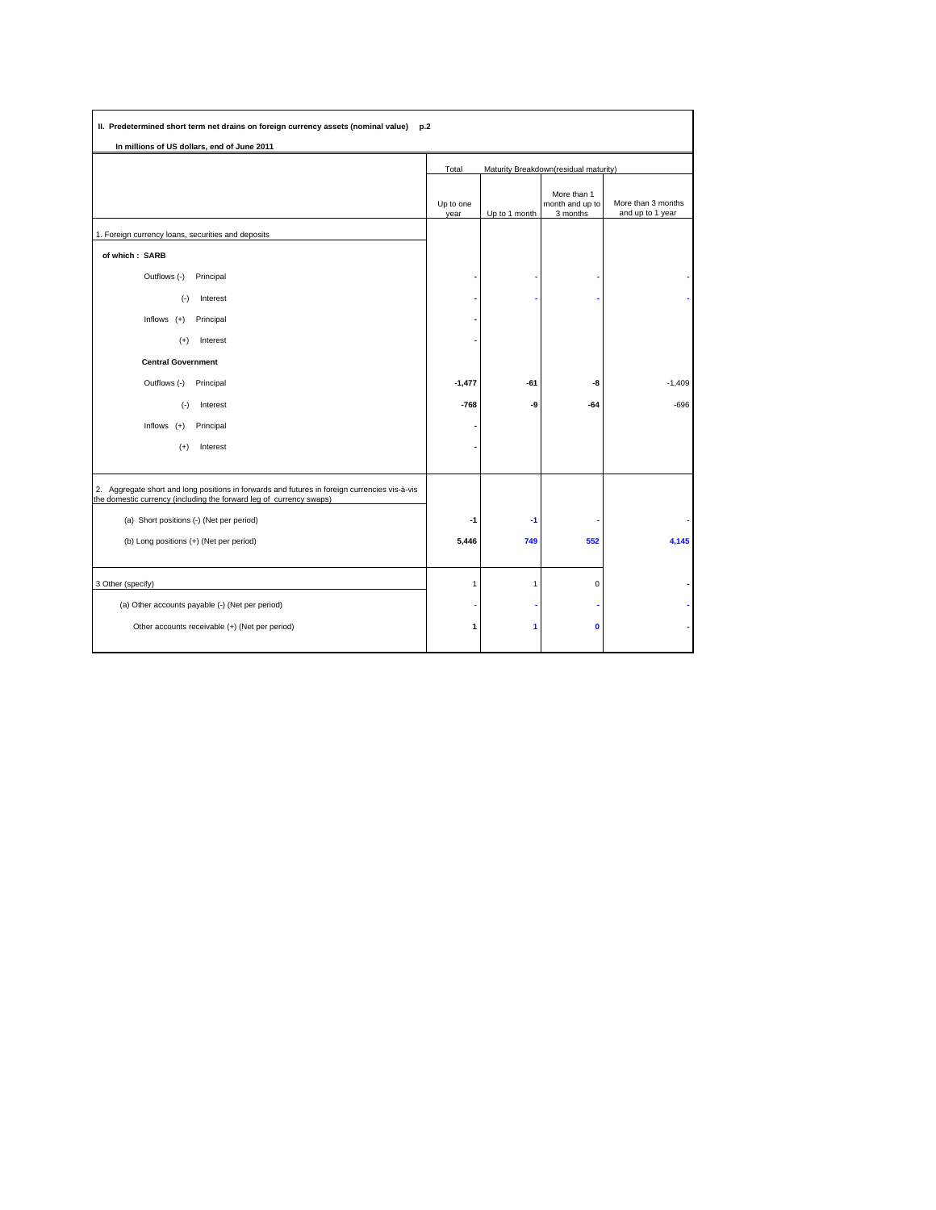**II. Predetermined short term net drains on foreign currency assets (nominal value) p.2**

**In millions of US dollars, end of June 2011**

| | Total | Maturity Breakdown(residual maturity) | | |
|---|---|---|---|---|
| | Up to one year | Up to 1 month | More than 1 month and up to 3 months | More than 3 months and up to 1 year |
| 1. Foreign currency loans, securities and deposits | | | | |
| **of which : SARB** | | | | |
| Outflows (-) Principal | - | - | - | - |
| (-) Interest | - | - | - | - |
| Inflows (+) Principal | - | | | |
| (+) Interest | - | | | |
| **Central Government** | | | | |
| Outflows (-) Principal | -1,477 | -61 | -8 | -1,409 |
| (-) Interest | -768 | -9 | -64 | -696 |
| Inflows (+) Principal | - | | | |
| (+) Interest | - | | | |
| 2. Aggregate short and long positions in forwards and futures in foreign currencies vis-à-vis the domestic currency (including the forward leg of currency swaps) | | | | |
| (a) Short positions (-) (Net per period) | -1 | -1 | - | - |
| (b) Long positions (+) (Net per period) | 5,446 | 749 | 552 | 4,145 |
| 3 Other (specify) | 1 | 1 | 0 | - |
| (a) Other accounts payable (-) (Net per period) | - | - | - | - |
| Other accounts receivable (+) (Net per period) | 1 | 1 | 0 | - |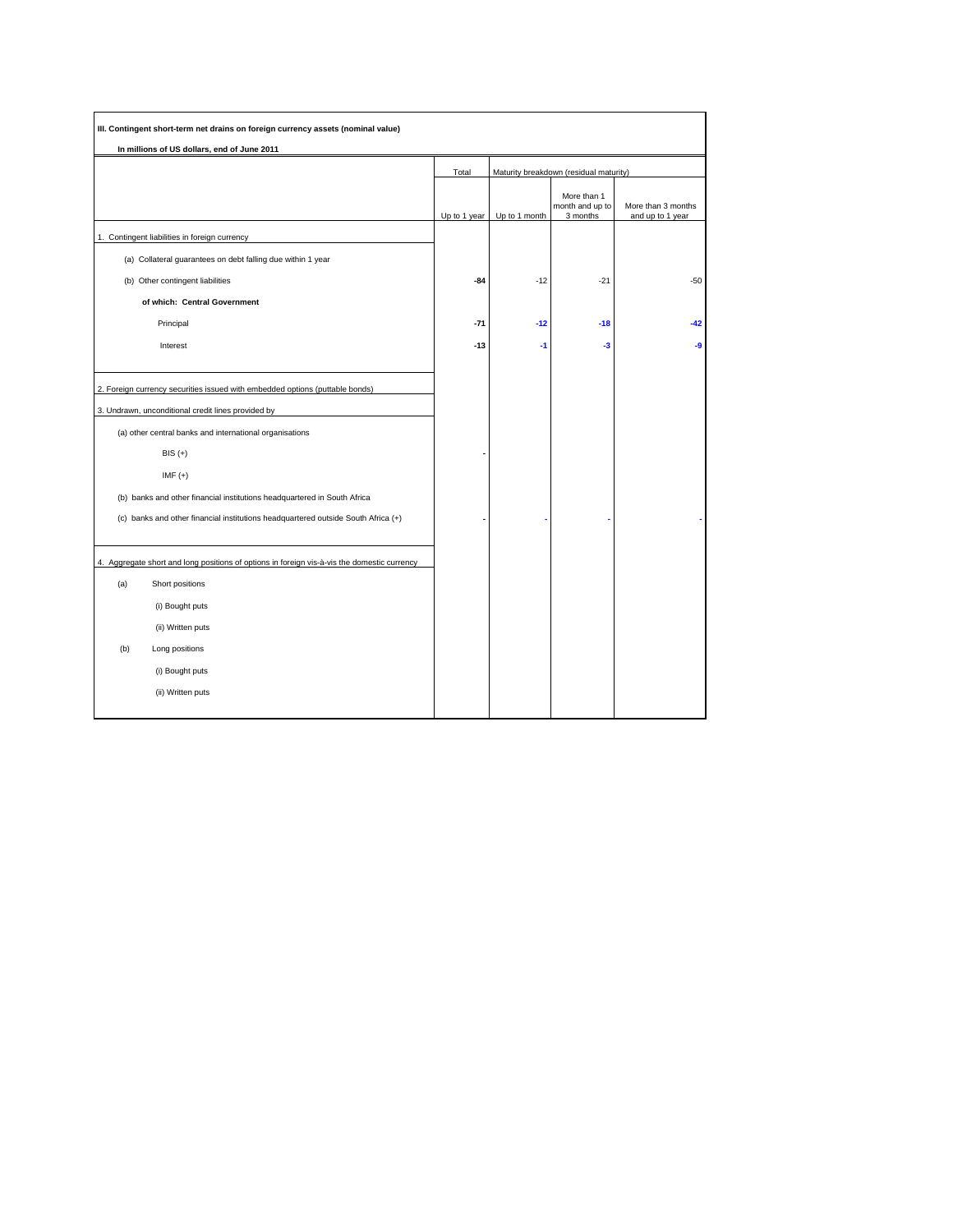**III. Contingent short-term net drains on foreign currency assets (nominal value)**

**In millions of US dollars, end of June 2011**

| | Total | Maturity breakdown (residual maturity) | | |
|---|---|---|---|---|
| | Up to 1 year | Up to 1 month | More than 1 month and up to 3 months | More than 3 months and up to 1 year |
| 1. Contingent liabilities in foreign currency | | | | |
| (a) Collateral guarantees on debt falling due within 1 year | | | | |
| (b) Other contingent liabilities | **-84** | -12 | -21 | -50 |
| **of which: Central Government** | | | | |
| Principal | **-71** | **-12** | **-18** | **-42** |
| Interest | **-13** | **-1** | **-3** | **-9** |
| 2. Foreign currency securities issued with embedded options (puttable bonds) | | | | |
| 3. Undrawn, unconditional credit lines provided by | | | | |
| (a) other central banks and international organisations | | | | |
| BIS (+) | - | | | |
| IMF (+) | | | | |
| (b) banks and other financial institutions headquartered in South Africa | | | | |
| (c) banks and other financial institutions headquartered outside South Africa (+) | - | - | - | - |
| 4. Aggregate short and long positions of options in foreign vis-à-vis the domestic currency | | | | |
| (a) Short positions | | | | |
| (i) Bought puts | | | | |
| (ii) Written puts | | | | |
| (b) Long positions | | | | |
| (i) Bought puts | | | | |
| (ii) Written puts | | | | |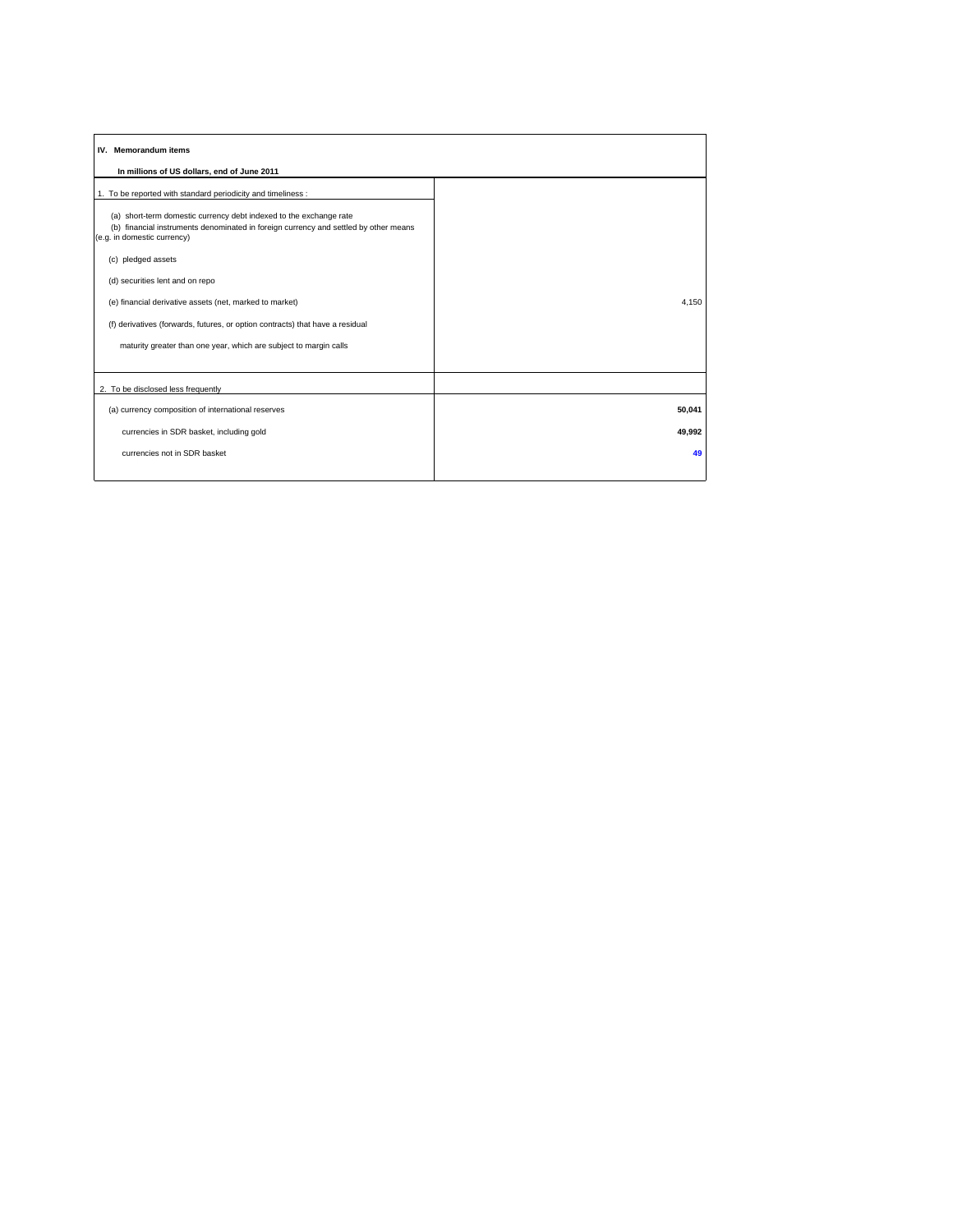| IV. Memorandum items | |
| --- | --- |
| In millions of US dollars, end of June 2011 | |
| 1. To be reported with standard periodicity and timeliness : | |
| (a) short-term domestic currency debt indexed to the exchange rate | |
| (b) financial instruments denominated in foreign currency and settled by other means (e.g. in domestic currency) | |
| (c) pledged assets | |
| (d) securities lent and on repo | |
| (e) financial derivative assets (net, marked to market) | 4,150 |
| (f) derivatives (forwards, futures, or option contracts) that have a residual maturity greater than one year, which are subject to margin calls | |
| 2. To be disclosed less frequently | |
| (a) currency composition of international reserves | **50,041** |
| currencies in SDR basket, including gold | **49,992** |
| currencies not in SDR basket | **49** |